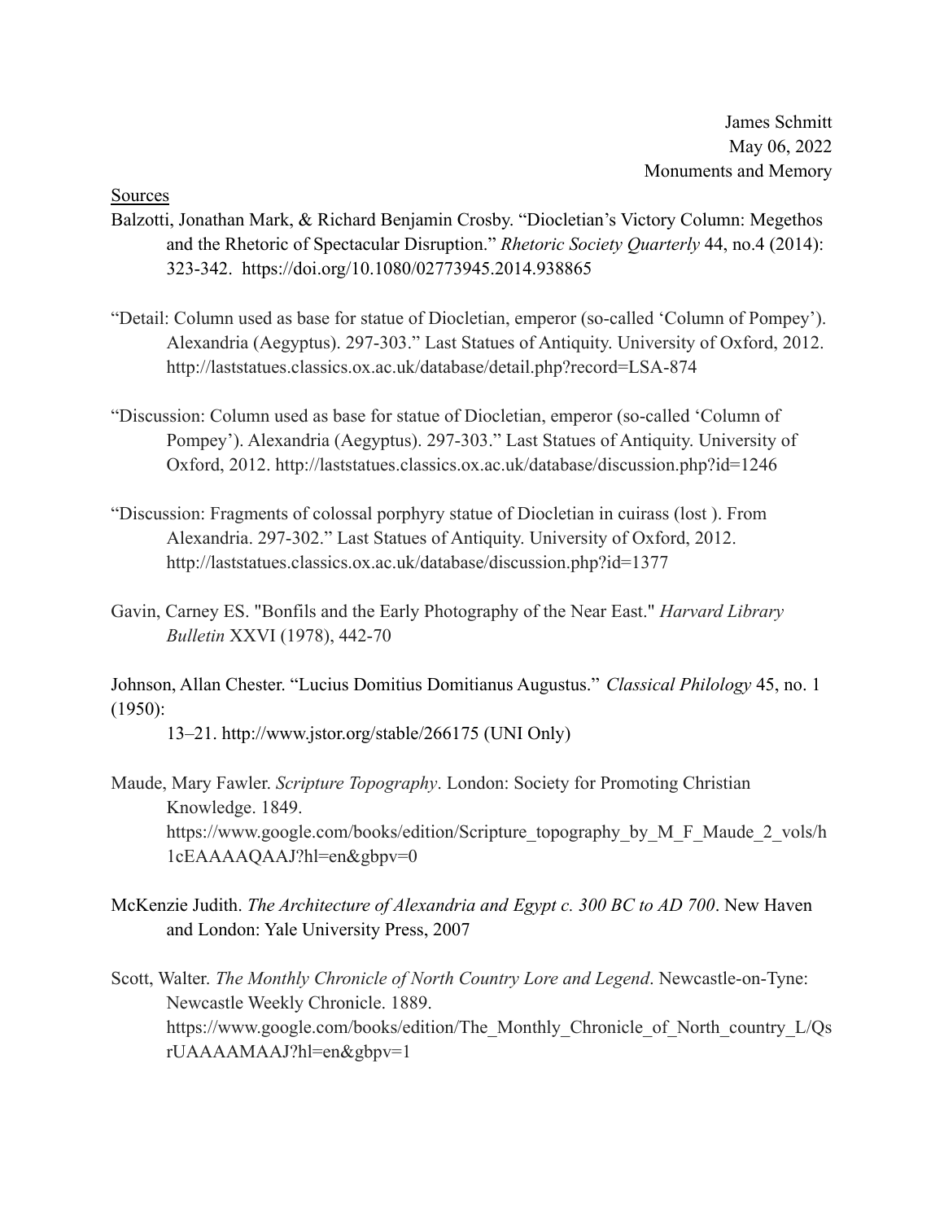James Schmitt
May 06, 2022
Monuments and Memory

Sources

Balzotti, Jonathan Mark, & Richard Benjamin Crosby. "Diocletian's Victory Column: Megethos and the Rhetoric of Spectacular Disruption." *Rhetoric Society Quarterly* 44, no.4 (2014): 323-342. https://doi.org/10.1080/02773945.2014.938865

"Detail: Column used as base for statue of Diocletian, emperor (so-called 'Column of Pompey'). Alexandria (Aegyptus). 297-303." Last Statues of Antiquity. University of Oxford, 2012. http://laststatues.classics.ox.ac.uk/database/detail.php?record=LSA-874

"Discussion: Column used as base for statue of Diocletian, emperor (so-called 'Column of Pompey'). Alexandria (Aegyptus). 297-303." Last Statues of Antiquity. University of Oxford, 2012. http://laststatues.classics.ox.ac.uk/database/discussion.php?id=1246

"Discussion: Fragments of colossal porphyry statue of Diocletian in cuirass (lost ). From Alexandria. 297-302." Last Statues of Antiquity. University of Oxford, 2012. http://laststatues.classics.ox.ac.uk/database/discussion.php?id=1377

Gavin, Carney ES. "Bonfils and the Early Photography of the Near East." *Harvard Library Bulletin* XXVI (1978), 442-70

Johnson, Allan Chester. "Lucius Domitius Domitianus Augustus." *Classical Philology* 45, no. 1 (1950):
13–21. http://www.jstor.org/stable/266175 (UNI Only)

Maude, Mary Fawler. *Scripture Topography*. London: Society for Promoting Christian Knowledge. 1849. https://www.google.com/books/edition/Scripture_topography_by_M_F_Maude_2_vols/h1cEAAAAQAAJ?hl=en&gbpv=0

McKenzie Judith. *The Architecture of Alexandria and Egypt c. 300 BC to AD 700*. New Haven and London: Yale University Press, 2007

Scott, Walter. *The Monthly Chronicle of North Country Lore and Legend*. Newcastle-on-Tyne: Newcastle Weekly Chronicle. 1889. https://www.google.com/books/edition/The_Monthly_Chronicle_of_North_country_L/QsrUAAAAMAAJ?hl=en&gbpv=1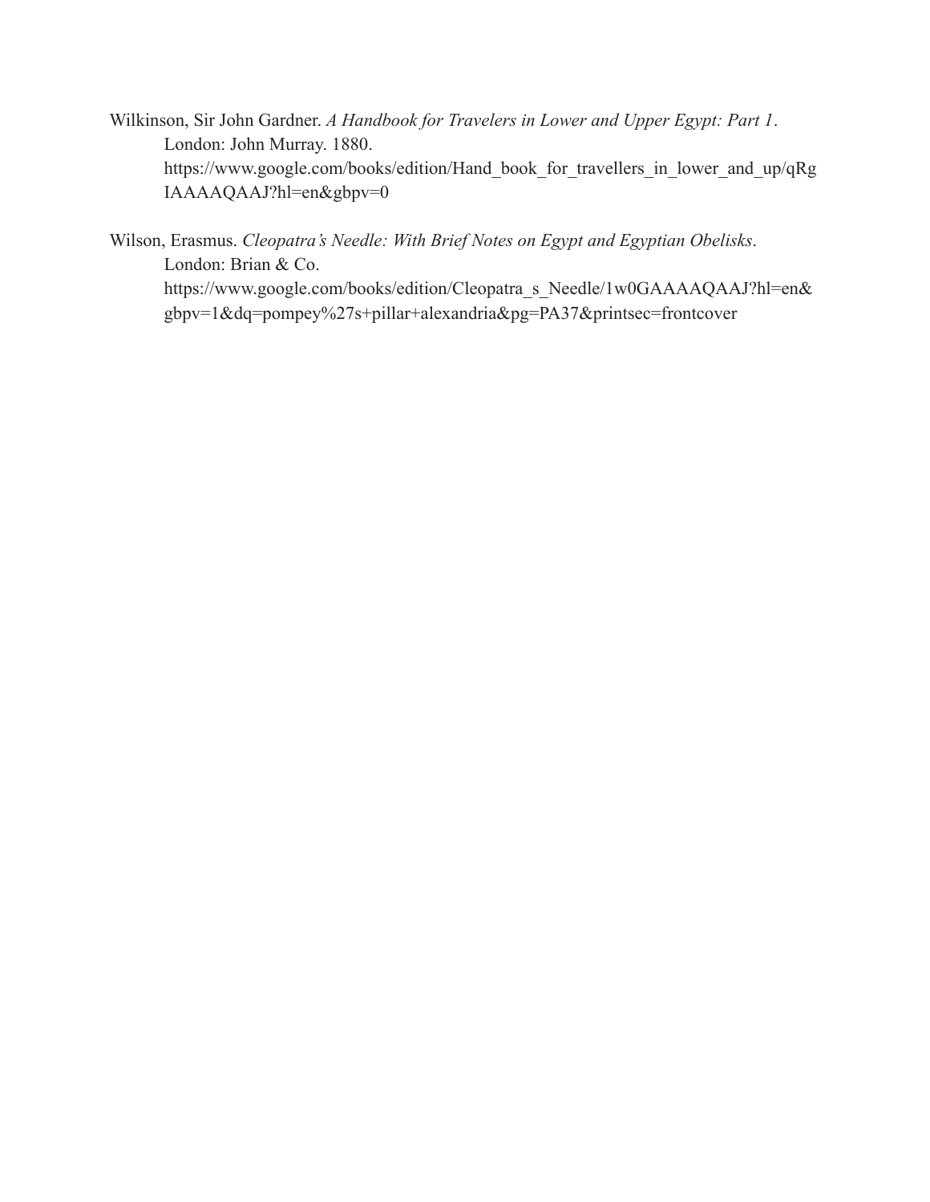Wilkinson, Sir John Gardner. *A Handbook for Travelers in Lower and Upper Egypt: Part 1*. London: John Murray. 1880. https://www.google.com/books/edition/Hand_book_for_travellers_in_lower_and_up/qRgIAAAAQAAJ?hl=en&gbpv=0

Wilson, Erasmus. *Cleopatra's Needle: With Brief Notes on Egypt and Egyptian Obelisks*. London: Brian & Co. https://www.google.com/books/edition/Cleopatra_s_Needle/1w0GAAAAQAAJ?hl=en&gbpv=1&dq=pompey%27s+pillar+alexandria&pg=PA37&printsec=frontcover